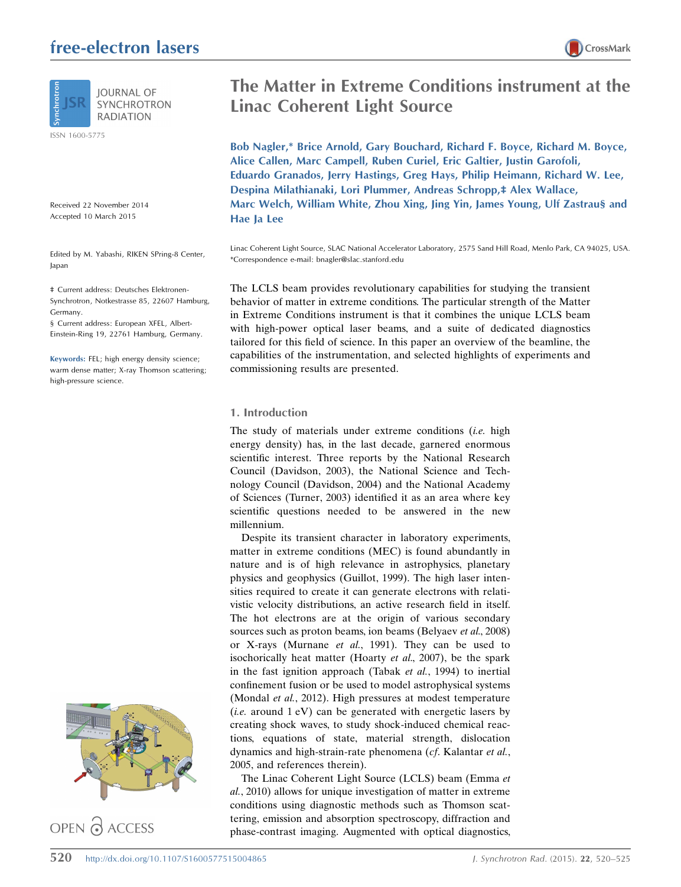free-electron lasers

JOURNAL OF SYNCHROTRON RADIATION

ISSN 1600-5775

Received 22 November 2014
Accepted 10 March 2015

Edited by M. Yabashi, RIKEN SPring-8 Center, Japan

‡ Current address: Deutsches Elektronen-Synchrotron, Notkestrasse 85, 22607 Hamburg, Germany.
§ Current address: European XFEL, Albert-Einstein-Ring 19, 22761 Hamburg, Germany.

**Keywords:** FEL; high energy density science; warm dense matter; X-ray Thomson scattering; high-pressure science.

OPEN ACCESS

# The Matter in Extreme Conditions instrument at the Linac Coherent Light Source

**Bob Nagler,* Brice Arnold, Gary Bouchard, Richard F. Boyce, Richard M. Boyce, Alice Callen, Marc Campell, Ruben Curiel, Eric Galtier, Justin Garofoli, Eduardo Granados, Jerry Hastings, Greg Hays, Philip Heimann, Richard W. Lee, Despina Milathianaki, Lori Plummer, Andreas Schropp,‡ Alex Wallace, Marc Welch, William White, Zhou Xing, Jing Yin, James Young, Ulf Zastrau§ and Hae Ja Lee**

Linac Coherent Light Source, SLAC National Accelerator Laboratory, 2575 Sand Hill Road, Menlo Park, CA 94025, USA.
*Correspondence e-mail: bnagler@slac.stanford.edu

The LCLS beam provides revolutionary capabilities for studying the transient behavior of matter in extreme conditions. The particular strength of the Matter in Extreme Conditions instrument is that it combines the unique LCLS beam with high-power optical laser beams, and a suite of dedicated diagnostics tailored for this field of science. In this paper an overview of the beamline, the capabilities of the instrumentation, and selected highlights of experiments and commissioning results are presented.

## 1. Introduction

The study of materials under extreme conditions (*i.e.* high energy density) has, in the last decade, garnered enormous scientific interest. Three reports by the National Research Council (Davidson, 2003), the National Science and Technology Council (Davidson, 2004) and the National Academy of Sciences (Turner, 2003) identified it as an area where key scientific questions needed to be answered in the new millennium.

Despite its transient character in laboratory experiments, matter in extreme conditions (MEC) is found abundantly in nature and is of high relevance in astrophysics, planetary physics and geophysics (Guillot, 1999). The high laser intensities required to create it can generate electrons with relativistic velocity distributions, an active research field in itself. The hot electrons are at the origin of various secondary sources such as proton beams, ion beams (Belyaev *et al.*, 2008) or X-rays (Murnane *et al.*, 1991). They can be used to isochorically heat matter (Hoarty *et al.*, 2007), be the spark in the fast ignition approach (Tabak *et al.*, 1994) to inertial confinement fusion or be used to model astrophysical systems (Mondal *et al.*, 2012). High pressures at modest temperature (*i.e.* around 1 eV) can be generated with energetic lasers by creating shock waves, to study shock-induced chemical reactions, equations of state, material strength, dislocation dynamics and high-strain-rate phenomena (*cf.* Kalantar *et al.*, 2005, and references therein).

The Linac Coherent Light Source (LCLS) beam (Emma *et al.*, 2010) allows for unique investigation of matter in extreme conditions using diagnostic methods such as Thomson scattering, emission and absorption spectroscopy, diffraction and phase-contrast imaging. Augmented with optical diagnostics,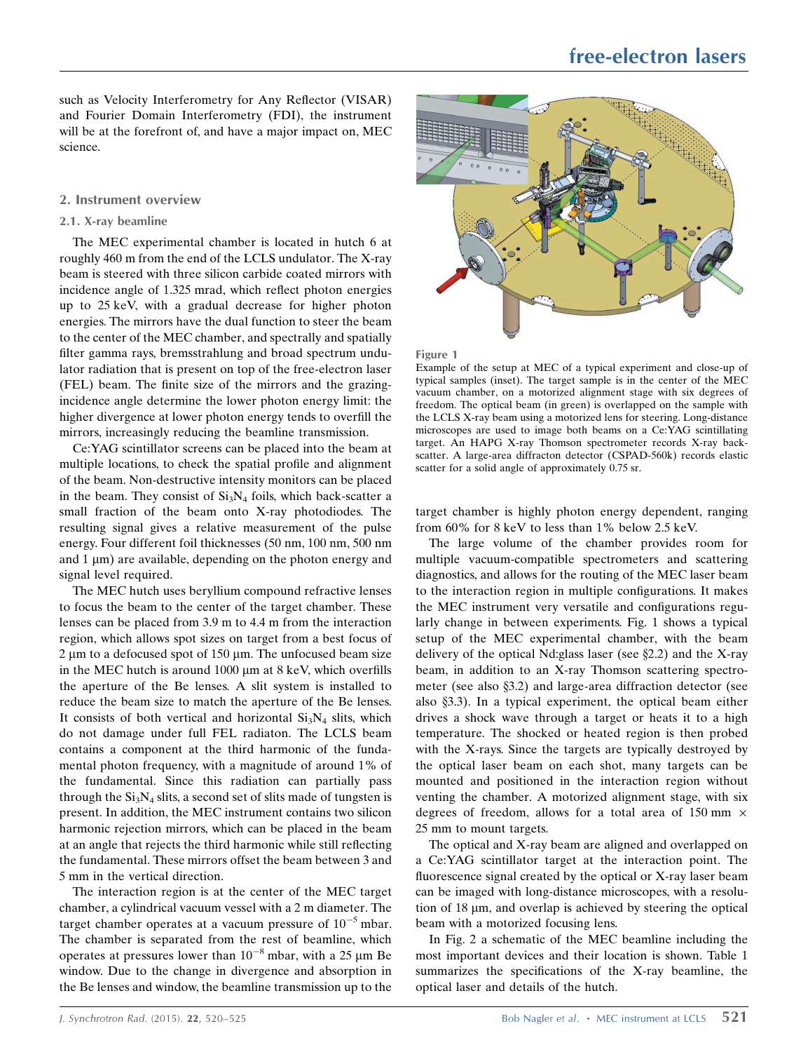such as Velocity Interferometry for Any Reflector (VISAR) and Fourier Domain Interferometry (FDI), the instrument will be at the forefront of, and have a major impact on, MEC science.

## 2. Instrument overview

### 2.1. X-ray beamline

The MEC experimental chamber is located in hutch 6 at roughly 460 m from the end of the LCLS undulator. The X-ray beam is steered with three silicon carbide coated mirrors with incidence angle of 1.325 mrad, which reflect photon energies up to 25 keV, with a gradual decrease for higher photon energies. The mirrors have the dual function to steer the beam to the center of the MEC chamber, and spectrally and spatially filter gamma rays, bremsstrahlung and broad spectrum undulator radiation that is present on top of the free-electron laser (FEL) beam. The finite size of the mirrors and the grazing-incidence angle determine the lower photon energy limit: the higher divergence at lower photon energy tends to overfill the mirrors, increasingly reducing the beamline transmission.

Ce:YAG scintillator screens can be placed into the beam at multiple locations, to check the spatial profile and alignment of the beam. Non-destructive intensity monitors can be placed in the beam. They consist of $Si_3N_4$ foils, which back-scatter a small fraction of the beam onto X-ray photodiodes. The resulting signal gives a relative measurement of the pulse energy. Four different foil thicknesses (50 nm, 100 nm, 500 nm and 1 µm) are available, depending on the photon energy and signal level required.

The MEC hutch uses beryllium compound refractive lenses to focus the beam to the center of the target chamber. These lenses can be placed from 3.9 m to 4.4 m from the interaction region, which allows spot sizes on target from a best focus of 2 µm to a defocused spot of 150 µm. The unfocused beam size in the MEC hutch is around 1000 µm at 8 keV, which overfills the aperture of the Be lenses. A slit system is installed to reduce the beam size to match the aperture of the Be lenses. It consists of both vertical and horizontal $Si_3N_4$ slits, which do not damage under full FEL radiaton. The LCLS beam contains a component at the third harmonic of the fundamental photon frequency, with a magnitude of around 1% of the fundamental. Since this radiation can partially pass through the $Si_3N_4$ slits, a second set of slits made of tungsten is present. In addition, the MEC instrument contains two silicon harmonic rejection mirrors, which can be placed in the beam at an angle that rejects the third harmonic while still reflecting the fundamental. These mirrors offset the beam between 3 and 5 mm in the vertical direction.

The interaction region is at the center of the MEC target chamber, a cylindrical vacuum vessel with a 2 m diameter. The target chamber operates at a vacuum pressure of $10^{-5}$ mbar. The chamber is separated from the rest of beamline, which operates at pressures lower than $10^{-8}$ mbar, with a 25 µm Be window. Due to the change in divergence and absorption in the Be lenses and window, the beamline transmission up to the target chamber is highly photon energy dependent, ranging from 60% for 8 keV to less than 1% below 2.5 keV.

Figure 1

Example of the setup at MEC of a typical experiment and close-up of typical samples (inset). The target sample is in the center of the MEC vacuum chamber, on a motorized alignment stage with six degrees of freedom. The optical beam (in green) is overlapped on the sample with the LCLS X-ray beam using a motorized lens for steering. Long-distance microscopes are used to image both beams on a Ce:YAG scintillating target. An HAPG X-ray Thomson spectrometer records X-ray back-scatter. A large-area diffracton detector (CSPAD-560k) records elastic scatter for a solid angle of approximately 0.75 sr.

The large volume of the chamber provides room for multiple vacuum-compatible spectrometers and scattering diagnostics, and allows for the routing of the MEC laser beam to the interaction region in multiple configurations. It makes the MEC instrument very versatile and configurations regularly change in between experiments. Fig. 1 shows a typical setup of the MEC experimental chamber, with the beam delivery of the optical Nd:glass laser (see §2.2) and the X-ray beam, in addition to an X-ray Thomson scattering spectrometer (see also §3.2) and large-area diffraction detector (see also §3.3). In a typical experiment, the optical beam either drives a shock wave through a target or heats it to a high temperature. The shocked or heated region is then probed with the X-rays. Since the targets are typically destroyed by the optical laser beam on each shot, many targets can be mounted and positioned in the interaction region without venting the chamber. A motorized alignment stage, with six degrees of freedom, allows for a total area of 150 mm × 25 mm to mount targets.

The optical and X-ray beam are aligned and overlapped on a Ce:YAG scintillator target at the interaction point. The fluorescence signal created by the optical or X-ray laser beam can be imaged with long-distance microscopes, with a resolution of 18 µm, and overlap is achieved by steering the optical beam with a motorized focusing lens.

In Fig. 2 a schematic of the MEC beamline including the most important devices and their location is shown. Table 1 summarizes the specifications of the X-ray beamline, the optical laser and details of the hutch.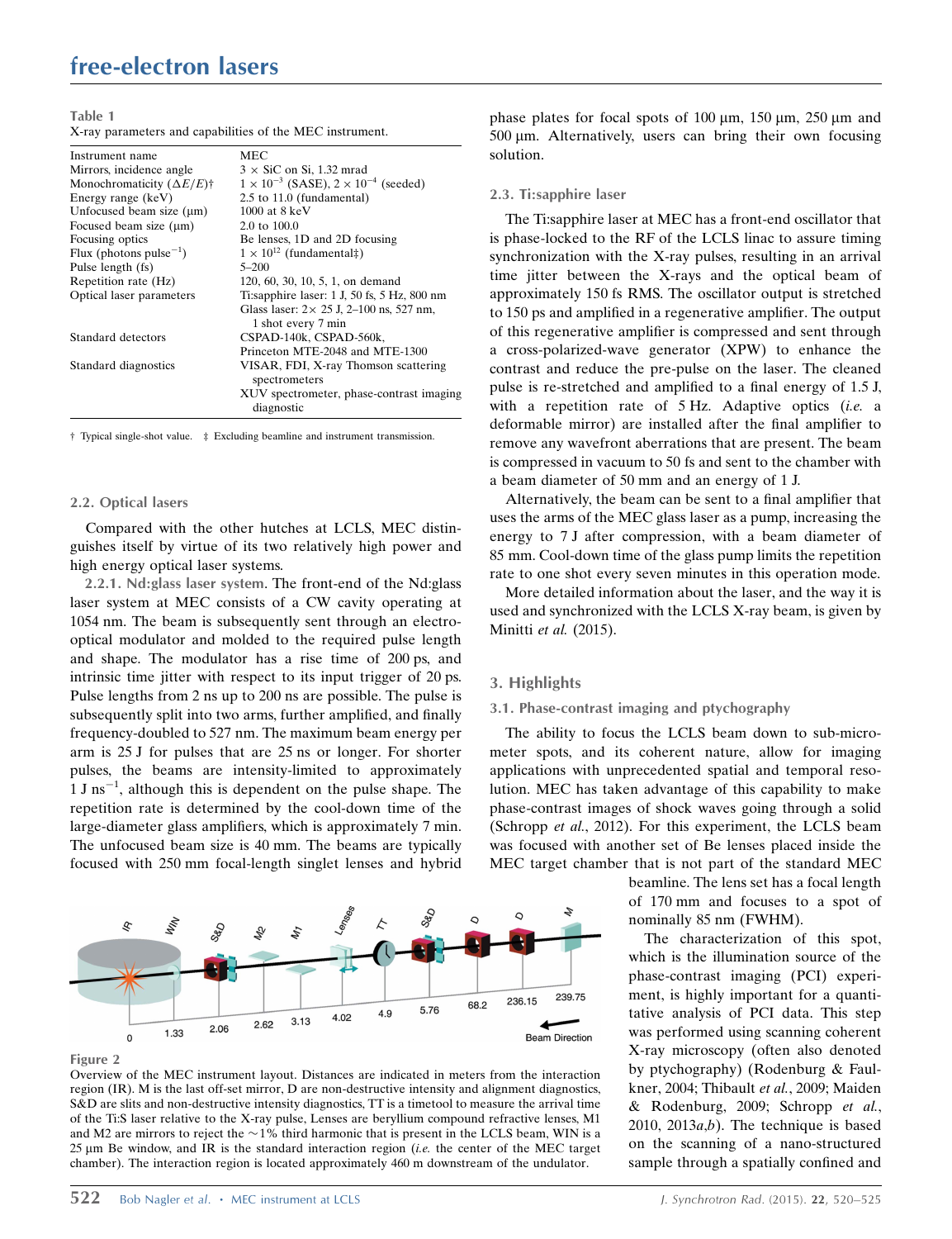**Table 1**
X-ray parameters and capabilities of the MEC instrument.

| | |
|---|---|
| Instrument name | MEC |
| Mirrors, incidence angle | 3 × SiC on Si, 1.32 mrad |
| Monochromaticity ($\Delta E/E$)† | $1 \times 10^{-3}$ (SASE), $2 \times 10^{-4}$ (seeded) |
| Energy range (keV) | 2.5 to 11.0 (fundamental) |
| Unfocused beam size (µm) | 1000 at 8 keV |
| Focused beam size (µm) | 2.0 to 100.0 |
| Focusing optics | Be lenses, 1D and 2D focusing |
| Flux (photons pulse$^{-1}$) | $1 \times 10^{12}$ (fundamental‡) |
| Pulse length (fs) | 5–200 |
| Repetition rate (Hz) | 120, 60, 30, 10, 5, 1, on demand |
| Optical laser parameters | Ti:sapphire laser: 1 J, 50 fs, 5 Hz, 800 nm<br>Glass laser: 2× 25 J, 2–100 ns, 527 nm, 1 shot every 7 min |
| Standard detectors | CSPAD-140k, CSPAD-560k, Princeton MTE-2048 and MTE-1300 |
| Standard diagnostics | VISAR, FDI, X-ray Thomson scattering spectrometers<br>XUV spectrometer, phase-contrast imaging diagnostic |

† Typical single-shot value. ‡ Excluding beamline and instrument transmission.

### 2.2. Optical lasers

Compared with the other hutches at LCLS, MEC distinguishes itself by virtue of its two relatively high power and high energy optical laser systems.

**2.2.1. Nd:glass laser system.** The front-end of the Nd:glass laser system at MEC consists of a CW cavity operating at 1054 nm. The beam is subsequently sent through an electro-optical modulator and molded to the required pulse length and shape. The modulator has a rise time of 200 ps, and intrinsic time jitter with respect to its input trigger of 20 ps. Pulse lengths from 2 ns up to 200 ns are possible. The pulse is subsequently split into two arms, further amplified, and finally frequency-doubled to 527 nm. The maximum beam energy per arm is 25 J for pulses that are 25 ns or longer. For shorter pulses, the beams are intensity-limited to approximately 1 J ns$^{-1}$, although this is dependent on the pulse shape. The repetition rate is determined by the cool-down time of the large-diameter glass amplifiers, which is approximately 7 min. The unfocused beam size is 40 mm. The beams are typically focused with 250 mm focal-length singlet lenses and hybrid phase plates for focal spots of 100 µm, 150 µm, 250 µm and 500 µm. Alternatively, users can bring their own focusing solution.

### 2.3. Ti:sapphire laser

The Ti:sapphire laser at MEC has a front-end oscillator that is phase-locked to the RF of the LCLS linac to assure timing synchronization with the X-ray pulses, resulting in an arrival time jitter between the X-rays and the optical beam of approximately 150 fs RMS. The oscillator output is stretched to 150 ps and amplified in a regenerative amplifier. The output of this regenerative amplifier is compressed and sent through a cross-polarized-wave generator (XPW) to enhance the contrast and reduce the pre-pulse on the laser. The cleaned pulse is re-stretched and amplified to a final energy of 1.5 J, with a repetition rate of 5 Hz. Adaptive optics (*i.e.* a deformable mirror) are installed after the final amplifier to remove any wavefront aberrations that are present. The beam is compressed in vacuum to 50 fs and sent to the chamber with a beam diameter of 50 mm and an energy of 1 J.

Alternatively, the beam can be sent to a final amplifier that uses the arms of the MEC glass laser as a pump, increasing the energy to 7 J after compression, with a beam diameter of 85 mm. Cool-down time of the glass pump limits the repetition rate to one shot every seven minutes in this operation mode.

More detailed information about the laser, and the way it is used and synchronized with the LCLS X-ray beam, is given by Minitti *et al.* (2015).

## 3. Highlights

### 3.1. Phase-contrast imaging and ptychography

The ability to focus the LCLS beam down to sub-micrometer spots, and its coherent nature, allow for imaging applications with unprecedented spatial and temporal resolution. MEC has taken advantage of this capability to make phase-contrast images of shock waves going through a solid (Schropp *et al.*, 2012). For this experiment, the LCLS beam was focused with another set of Be lenses placed inside the MEC target chamber that is not part of the standard MEC beamline. The lens set has a focal length of 170 mm and focuses to a spot of nominally 85 nm (FWHM).

The characterization of this spot, which is the illumination source of the phase-contrast imaging (PCI) experiment, is highly important for a quantitative analysis of PCI data. This step was performed using scanning coherent X-ray microscopy (often also denoted by ptychography) (Rodenburg & Faulkner, 2004; Thibault *et al.*, 2009; Maiden & Rodenburg, 2009; Schropp *et al.*, 2010, 2013*a*,*b*). The technique is based on the scanning of a nano-structured sample through a spatially confined and

**Figure 2**
Overview of the MEC instrument layout. Distances are indicated in meters from the interaction region (IR). M is the last off-set mirror, D are non-destructive intensity and alignment diagnostics, S&D are slits and non-destructive intensity diagnostics, TT is a timetool to measure the arrival time of the Ti:S laser relative to the X-ray pulse, Lenses are beryllium compound refractive lenses, M1 and M2 are mirrors to reject the ~1% third harmonic that is present in the LCLS beam, WIN is a 25 µm Be window, and IR is the standard interaction region (*i.e.* the center of the MEC target chamber). The interaction region is located approximately 460 m downstream of the undulator.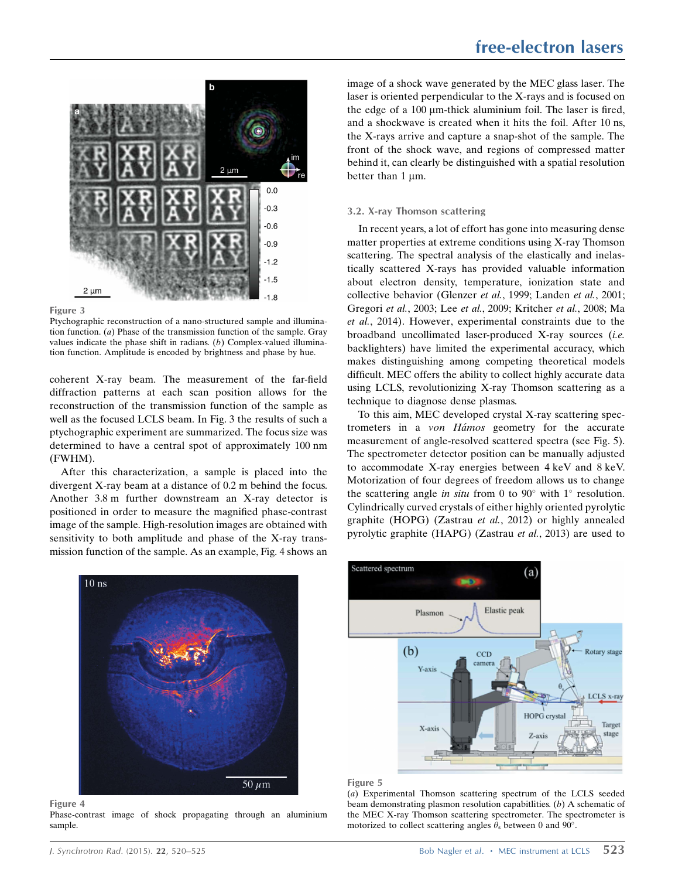Figure 3

Ptychographic reconstruction of a nano-structured sample and illumination function. (*a*) Phase of the transmission function of the sample. Gray values indicate the phase shift in radians. (*b*) Complex-valued illumination function. Amplitude is encoded by brightness and phase by hue.

coherent X-ray beam. The measurement of the far-field diffraction patterns at each scan position allows for the reconstruction of the transmission function of the sample as well as the focused LCLS beam. In Fig. 3 the results of such a ptychographic experiment are summarized. The focus size was determined to have a central spot of approximately 100 nm (FWHM).

After this characterization, a sample is placed into the divergent X-ray beam at a distance of 0.2 m behind the focus. Another 3.8 m further downstream an X-ray detector is positioned in order to measure the magnified phase-contrast image of the sample. High-resolution images are obtained with sensitivity to both amplitude and phase of the X-ray transmission function of the sample. As an example, Fig. 4 shows an image of a shock wave generated by the MEC glass laser. The laser is oriented perpendicular to the X-rays and is focused on the edge of a 100 µm-thick aluminium foil. The laser is fired, and a shockwave is created when it hits the foil. After 10 ns, the X-rays arrive and capture a snap-shot of the sample. The front of the shock wave, and regions of compressed matter behind it, can clearly be distinguished with a spatial resolution better than 1 µm.

### 3.2. X-ray Thomson scattering

In recent years, a lot of effort has gone into measuring dense matter properties at extreme conditions using X-ray Thomson scattering. The spectral analysis of the elastically and inelastically scattered X-rays has provided valuable information about electron density, temperature, ionization state and collective behavior (Glenzer *et al.*, 1999; Landen *et al.*, 2001; Gregori *et al.*, 2003; Lee *et al.*, 2009; Kritcher *et al.*, 2008; Ma *et al.*, 2014). However, experimental constraints due to the broadband uncollimated laser-produced X-ray sources (*i.e.* backlighters) have limited the experimental accuracy, which makes distinguishing among competing theoretical models difficult. MEC offers the ability to collect highly accurate data using LCLS, revolutionizing X-ray Thomson scattering as a technique to diagnose dense plasmas.

To this aim, MEC developed crystal X-ray scattering spectrometers in a *von Hámos* geometry for the accurate measurement of angle-resolved scattered spectra (see Fig. 5). The spectrometer detector position can be manually adjusted to accommodate X-ray energies between 4 keV and 8 keV. Motorization of four degrees of freedom allows us to change the scattering angle *in situ* from 0 to 90° with 1° resolution. Cylindrically curved crystals of either highly oriented pyrolytic graphite (HOPG) (Zastrau *et al.*, 2012) or highly annealed pyrolytic graphite (HAPG) (Zastrau *et al.*, 2013) are used to

Figure 4

Phase-contrast image of shock propagating through an aluminium sample.

Figure 5

(*a*) Experimental Thomson scattering spectrum of the LCLS seeded beam demonstrating plasmon resolution capabitlities. (*b*) A schematic of the MEC X-ray Thomson scattering spectrometer. The spectrometer is motorized to collect scattering angles $\theta_s$ between 0 and 90°.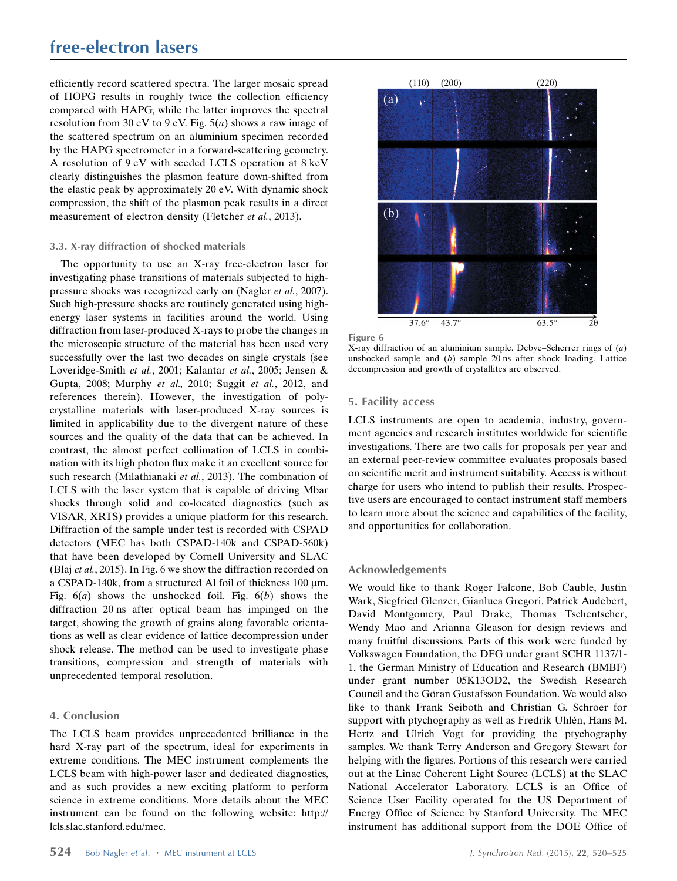efficiently record scattered spectra. The larger mosaic spread of HOPG results in roughly twice the collection efficiency compared with HAPG, while the latter improves the spectral resolution from 30 eV to 9 eV. Fig. 5(*a*) shows a raw image of the scattered spectrum on an aluminium specimen recorded by the HAPG spectrometer in a forward-scattering geometry. A resolution of 9 eV with seeded LCLS operation at 8 keV clearly distinguishes the plasmon feature down-shifted from the elastic peak by approximately 20 eV. With dynamic shock compression, the shift of the plasmon peak results in a direct measurement of electron density (Fletcher *et al.*, 2013).

### 3.3. X-ray diffraction of shocked materials

The opportunity to use an X-ray free-electron laser for investigating phase transitions of materials subjected to high-pressure shocks was recognized early on (Nagler *et al.*, 2007). Such high-pressure shocks are routinely generated using high-energy laser systems in facilities around the world. Using diffraction from laser-produced X-rays to probe the changes in the microscopic structure of the material has been used very successfully over the last two decades on single crystals (see Loveridge-Smith *et al.*, 2001; Kalantar *et al.*, 2005; Jensen & Gupta, 2008; Murphy *et al.*, 2010; Suggit *et al.*, 2012, and references therein). However, the investigation of polycrystalline materials with laser-produced X-ray sources is limited in applicability due to the divergent nature of these sources and the quality of the data that can be achieved. In contrast, the almost perfect collimation of LCLS in combination with its high photon flux make it an excellent source for such research (Milathianaki *et al.*, 2013). The combination of LCLS with the laser system that is capable of driving Mbar shocks through solid and co-located diagnostics (such as VISAR, XRTS) provides a unique platform for this research. Diffraction of the sample under test is recorded with CSPAD detectors (MEC has both CSPAD-140k and CSPAD-560k) that have been developed by Cornell University and SLAC (Blaj *et al.*, 2015). In Fig. 6 we show the diffraction recorded on a CSPAD-140k, from a structured Al foil of thickness 100 µm. Fig. 6(*a*) shows the unshocked foil. Fig. 6(*b*) shows the diffraction 20 ns after optical beam has impinged on the target, showing the growth of grains along favorable orientations as well as clear evidence of lattice decompression under shock release. The method can be used to investigate phase transitions, compression and strength of materials with unprecedented temporal resolution.

**Figure 6**
X-ray diffraction of an aluminium sample. Debye–Scherrer rings of (*a*) unshocked sample and (*b*) sample 20 ns after shock loading. Lattice decompression and growth of crystallites are observed.

## 4. Conclusion

The LCLS beam provides unprecedented brilliance in the hard X-ray part of the spectrum, ideal for experiments in extreme conditions. The MEC instrument complements the LCLS beam with high-power laser and dedicated diagnostics, and as such provides a new exciting platform to perform science in extreme conditions. More details about the MEC instrument can be found on the following website: http://lcls.slac.stanford.edu/mec.

## 5. Facility access

LCLS instruments are open to academia, industry, government agencies and research institutes worldwide for scientific investigations. There are two calls for proposals per year and an external peer-review committee evaluates proposals based on scientific merit and instrument suitability. Access is without charge for users who intend to publish their results. Prospective users are encouraged to contact instrument staff members to learn more about the science and capabilities of the facility, and opportunities for collaboration.

## Acknowledgements

We would like to thank Roger Falcone, Bob Cauble, Justin Wark, Siegfried Glenzer, Gianluca Gregori, Patrick Audebert, David Montgomery, Paul Drake, Thomas Tschentscher, Wendy Mao and Arianna Gleason for design reviews and many fruitful discussions. Parts of this work were funded by Volkswagen Foundation, the DFG under grant SCHR 1137/1-1, the German Ministry of Education and Research (BMBF) under grant number 05K13OD2, the Swedish Research Council and the Göran Gustafsson Foundation. We would also like to thank Frank Seiboth and Christian G. Schroer for support with ptychography as well as Fredrik Uhlén, Hans M. Hertz and Ulrich Vogt for providing the ptychography samples. We thank Terry Anderson and Gregory Stewart for helping with the figures. Portions of this research were carried out at the Linac Coherent Light Source (LCLS) at the SLAC National Accelerator Laboratory. LCLS is an Office of Science User Facility operated for the US Department of Energy Office of Science by Stanford University. The MEC instrument has additional support from the DOE Office of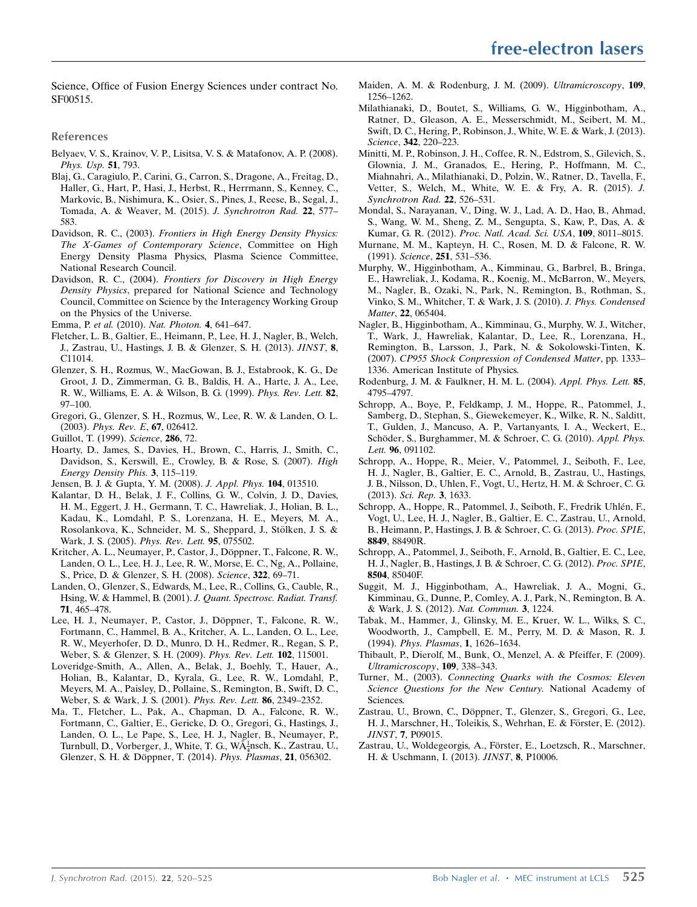Science, Office of Fusion Energy Sciences under contract No. SF00515.

## References

Belyaev, V. S., Krainov, V. P., Lisitsa, V. S. & Matafonov, A. P. (2008). *Phys. Usp.* **51**, 793.

Blaj, G., Caragiulo, P., Carini, G., Carron, S., Dragone, A., Freitag, D., Haller, G., Hart, P., Hasi, J., Herbst, R., Herrmann, S., Kenney, C., Markovic, B., Nishimura, K., Osier, S., Pines, J., Reese, B., Segal, J., Tomada, A. & Weaver, M. (2015). *J. Synchrotron Rad.* **22**, 577–583.

Davidson, R. C., (2003). *Frontiers in High Energy Density Physics: The X-Games of Contemporary Science*, Committee on High Energy Density Plasma Physics, Plasma Science Committee, National Research Council.

Davidson, R. C., (2004). *Frontiers for Discovery in High Energy Density Physics*, prepared for National Science and Technology Council, Committee on Science by the Interagency Working Group on the Physics of the Universe.

Emma, P. *et al.* (2010). *Nat. Photon.* **4**, 641–647.

Fletcher, L. B., Galtier, E., Heimann, P., Lee, H. J., Nagler, B., Welch, J., Zastrau, U., Hastings, J. B. & Glenzer, S. H. (2013). *JINST*, **8**, C11014.

Glenzer, S. H., Rozmus, W., MacGowan, B. J., Estabrook, K. G., De Groot, J. D., Zimmerman, G. B., Baldis, H. A., Harte, J. A., Lee, R. W., Williams, E. A. & Wilson, B. G. (1999). *Phys. Rev. Lett.* **82**, 97–100.

Gregori, G., Glenzer, S. H., Rozmus, W., Lee, R. W. & Landen, O. L. (2003). *Phys. Rev. E*, **67**, 026412.

Guillot, T. (1999). *Science*, **286**, 72.

Hoarty, D., James, S., Davies, H., Brown, C., Harris, J., Smith, C., Davidson, S., Kerswill, E., Crowley, B. & Rose, S. (2007). *High Energy Density Phis.* **3**, 115–119.

Jensen, B. J. & Gupta, Y. M. (2008). *J. Appl. Phys.* **104**, 013510.

Kalantar, D. H., Belak, J. F., Collins, G. W., Colvin, J. D., Davies, H. M., Eggert, J. H., Germann, T. C., Hawreliak, J., Holian, B. L., Kadau, K., Lomdahl, P. S., Lorenzana, H. E., Meyers, M. A., Rosolankova, K., Schneider, M. S., Sheppard, J., Stölken, J. S. & Wark, J. S. (2005). *Phys. Rev. Lett.* **95**, 075502.

Kritcher, A. L., Neumayer, P., Castor, J., Döppner, T., Falcone, R. W., Landen, O. L., Lee, H. J., Lee, R. W., Morse, E. C., Ng, A., Pollaine, S., Price, D. & Glenzer, S. H. (2008). *Science*, **322**, 69–71.

Landen, O., Glenzer, S., Edwards, M., Lee, R., Collins, G., Cauble, R., Hsing, W. & Hammel, B. (2001). *J. Quant. Spectrosc. Radiat. Transf.* **71**, 465–478.

Lee, H. J., Neumayer, P., Castor, J., Döppner, T., Falcone, R. W., Fortmann, C., Hammel, B. A., Kritcher, A. L., Landen, O. L., Lee, R. W., Meyerhofer, D. D., Munro, D. H., Redmer, R., Regan, S. P., Weber, S. & Glenzer, S. H. (2009). *Phys. Rev. Lett.* **102**, 115001.

Loveridge-Smith, A., Allen, A., Belak, J., Boehly, T., Hauer, A., Holian, B., Kalantar, D., Kyrala, G., Lee, R. W., Lomdahl, P., Meyers, M. A., Paisley, D., Pollaine, S., Remington, B., Swift, D. C., Weber, S. & Wark, J. S. (2001). *Phys. Rev. Lett.* **86**, 2349–2352.

Ma, T., Fletcher, L., Pak, A., Chapman, D. A., Falcone, R. W., Fortmann, C., Galtier, E., Gericke, D. O., Gregori, G., Hastings, J., Landen, O. L., Le Pape, S., Lee, H. J., Nagler, B., Neumayer, P., Turnbull, D., Vorberger, J., White, T. G., WÃ¼nsch, K., Zastrau, U., Glenzer, S. H. & Döppner, T. (2014). *Phys. Plasmas*, **21**, 056302.

Maiden, A. M. & Rodenburg, J. M. (2009). *Ultramicroscopy*, **109**, 1256–1262.

Milathianaki, D., Boutet, S., Williams, G. W., Higginbotham, A., Ratner, D., Gleason, A. E., Messerschmidt, M., Seibert, M. M., Swift, D. C., Hering, P., Robinson, J., White, W. E. & Wark, J. (2013). *Science*, **342**, 220–223.

Minitti, M. P., Robinson, J. H., Coffee, R. N., Edstrom, S., Gilevich, S., Glownia, J. M., Granados, E., Hering, P., Hoffmann, M. C., Miahnahri, A., Milathianaki, D., Polzin, W., Ratner, D., Tavella, F., Vetter, S., Welch, M., White, W. E. & Fry, A. R. (2015). *J. Synchrotron Rad.* **22**, 526–531.

Mondal, S., Narayanan, V., Ding, W. J., Lad, A. D., Hao, B., Ahmad, S., Wang, W. M., Sheng, Z. M., Sengupta, S., Kaw, P., Das, A. & Kumar, G. R. (2012). *Proc. Natl. Acad. Sci. USA*, **109**, 8011–8015.

Murnane, M. M., Kapteyn, H. C., Rosen, M. D. & Falcone, R. W. (1991). *Science*, **251**, 531–536.

Murphy, W., Higginbotham, A., Kimminau, G., Barbrel, B., Bringa, E., Hawreliak, J., Kodama, R., Koenig, M., McBarron, W., Meyers, M., Nagler, B., Ozaki, N., Park, N., Remington, B., Rothman, S., Vinko, S. M., Whitcher, T. & Wark, J. S. (2010). *J. Phys. Condensed Matter*, **22**, 065404.

Nagler, B., Higginbotham, A., Kimminau, G., Murphy, W. J., Witcher, T., Wark, J., Hawreliak, Kalantar, D., Lee, R., Lorenzana, H., Remington, B., Larsson, J., Park, N. & Sokolowski-Tinten, K. (2007). *CP955 Shock Compression of Condensed Matter*, pp. 1333–1336. American Institute of Physics.

Rodenburg, J. M. & Faulkner, H. M. L. (2004). *Appl. Phys. Lett.* **85**, 4795–4797.

Schropp, A., Boye, P., Feldkamp, J. M., Hoppe, R., Patommel, J., Samberg, D., Stephan, S., Giewekemeyer, K., Wilke, R. N., Salditt, T., Gulden, J., Mancuso, A. P., Vartanyants, I. A., Weckert, E., Schöder, S., Burghammer, M. & Schroer, C. G. (2010). *Appl. Phys. Lett.* **96**, 091102.

Schropp, A., Hoppe, R., Meier, V., Patommel, J., Seiboth, F., Lee, H. J., Nagler, B., Galtier, E. C., Arnold, B., Zastrau, U., Hastings, J. B., Nilsson, D., Uhlen, F., Vogt, U., Hertz, H. M. & Schroer, C. G. (2013). *Sci. Rep.* **3**, 1633.

Schropp, A., Hoppe, R., Patommel, J., Seiboth, F., Fredrik Uhlén, F., Vogt, U., Lee, H. J., Nagler, B., Galtier, E. C., Zastrau, U., Arnold, B., Heimann, P., Hastings, J. B. & Schroer, C. G. (2013). *Proc. SPIE*, **8849**, 88490R.

Schropp, A., Patommel, J., Seiboth, F., Arnold, B., Galtier, E. C., Lee, H. J., Nagler, B., Hastings, J. B. & Schroer, C. G. (2012). *Proc. SPIE*, **8504**, 85040F.

Suggit, M. J., Higginbotham, A., Hawreliak, J. A., Mogni, G., Kimminau, G., Dunne, P., Comley, A. J., Park, N., Remington, B. A. & Wark, J. S. (2012). *Nat. Commun.* **3**, 1224.

Tabak, M., Hammer, J., Glinsky, M. E., Kruer, W. L., Wilks, S. C., Woodworth, J., Campbell, E. M., Perry, M. D. & Mason, R. J. (1994). *Phys. Plasmas*, **1**, 1626–1634.

Thibault, P., Dierolf, M., Bunk, O., Menzel, A. & Pfeiffer, F. (2009). *Ultramicroscopy*, **109**, 338–343.

Turner, M., (2003). *Connecting Quarks with the Cosmos: Eleven Science Questions for the New Century.* National Academy of Sciences.

Zastrau, U., Brown, C., Döppner, T., Glenzer, S., Gregori, G., Lee, H. J., Marschner, H., Toleikis, S., Wehrhan, E. & Förster, E. (2012). *JINST*, **7**, P09015.

Zastrau, U., Woldegeorgis, A., Förster, E., Loetzsch, R., Marschner, H. & Uschmann, I. (2013). *JINST*, **8**, P10006.